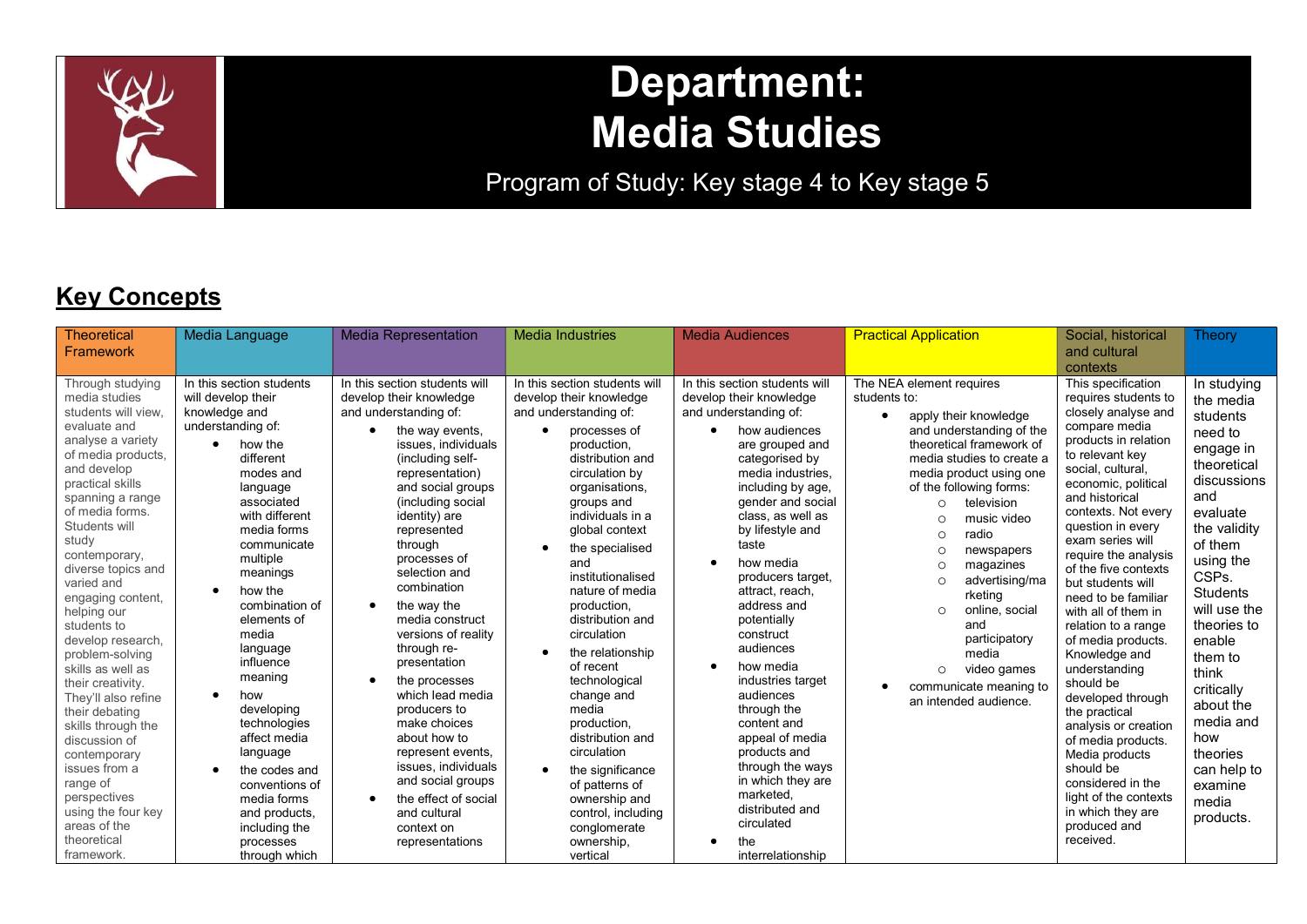# Department: Media Studies

Program of Study: Key stage 4 to Key stage 5

## Key Concepts

| Theoretical Framework | Media Language | Media Representation | Media Industries | Media Audiences | Practical Application | Social, historical and cultural contexts | Theory |
|---|---|---|---|---|---|---|---|
| Through studying media studies students will view, evaluate and analyse a variety of media products, and develop practical skills spanning a range of media forms. Students will study contemporary, diverse topics and varied and engaging content, helping our students to develop research, problem-solving skills as well as their creativity. They'll also refine their debating skills through the discussion of contemporary issues from a range of perspectives using the four key areas of the theoretical framework. | In this section students will develop their knowledge and understanding of: <br>• how the different modes and language associated with different media forms communicate multiple meanings <br>• how the combination of elements of media language influence meaning <br>• how developing technologies affect media language <br>• the codes and conventions of media forms and products, including the processes through which | In this section students will develop their knowledge and understanding of: <br>• the way events, issues, individuals (including self-representation) and social groups (including social identity) are represented through processes of selection and combination <br>• the way the media construct versions of reality through re-presentation <br>• the processes which lead media producers to make choices about how to represent events, issues, individuals and social groups <br>• the effect of social and cultural context on representations | In this section students will develop their knowledge and understanding of: <br>• processes of production, distribution and circulation by organisations, groups and individuals in a global context <br>• the specialised and institutionalised nature of media production, distribution and circulation <br>• the relationship of recent technological change and media production, distribution and circulation <br>• the significance of patterns of ownership and control, including conglomerate ownership, vertical | In this section students will develop their knowledge and understanding of: <br>• how audiences are grouped and categorised by media industries, including by age, gender and social class, as well as by lifestyle and taste <br>• how media producers target, attract, reach, address and potentially construct audiences <br>• how media industries target audiences through the content and appeal of media products and through the ways in which they are marketed, distributed and circulated <br>• the interrelationship | The NEA element requires students to: <br>• apply their knowledge and understanding of the theoretical framework of media studies to create a media product using one of the following forms: <br>  ○ television <br>  ○ music video <br>  ○ radio <br>  ○ newspapers <br>  ○ magazines <br>  ○ advertising/marketing <br>  ○ online, social and participatory media <br>  ○ video games <br>• communicate meaning to an intended audience. | This specification requires students to closely analyse and compare media products in relation to relevant key social, cultural, economic, political and historical contexts. Not every question in every exam series will require the analysis of the five contexts but students will need to be familiar with all of them in relation to a range of media products. Knowledge and understanding should be developed through the practical analysis or creation of media products. Media products should be considered in the light of the contexts in which they are produced and received. | In studying the media students need to engage in theoretical discussions and evaluate the validity of them using the CSPs. Students will use the theories to enable them to think critically about the media and how theories can help to examine media products. |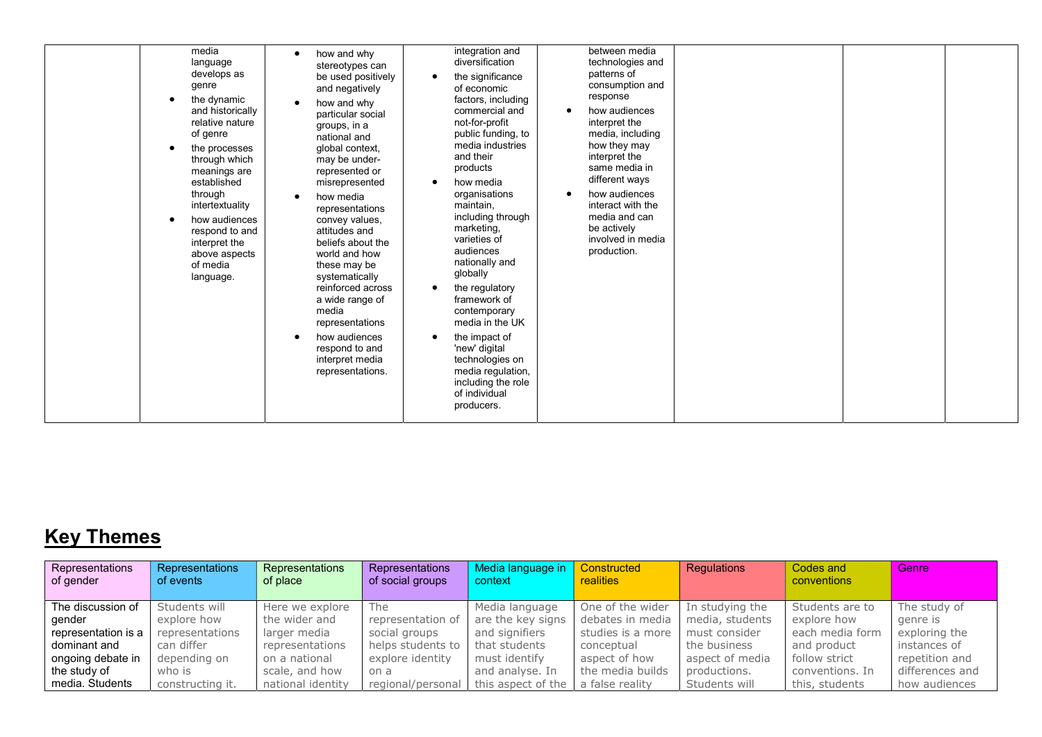| | | | | | | | |
|---|---|---|---|---|---|---|---|
| | media language develops as genre<br>• the dynamic and historically relative nature of genre<br>• the processes through which meanings are established through intertextuality<br>• how audiences respond to and interpret the above aspects of media language. | • how and why stereotypes can be used positively and negatively<br>• how and why particular social groups, in a national and global context, may be under-represented or misrepresented<br>• how media representations convey values, attitudes and beliefs about the world and how these may be systematically reinforced across a wide range of media representations<br>• how audiences respond to and interpret media representations. | integration and diversification<br>• the significance of economic factors, including commercial and not-for-profit public funding, to media industries and their products<br>• how media organisations maintain, including through marketing, varieties of audiences nationally and globally<br>• the regulatory framework of contemporary media in the UK<br>• the impact of 'new' digital technologies on media regulation, including the role of individual producers. | between media technologies and patterns of consumption and response<br>• how audiences interpret the media, including how they may interpret the same media in different ways<br>• how audiences interact with the media and can be actively involved in media production. | | | |

## Key Themes

| Representations of gender | Representations of events | Representations of place | Representations of social groups | Media language in context | Constructed realities | Regulations | Codes and conventions | Genre |
|---|---|---|---|---|---|---|---|---|
| The discussion of gender representation is a dominant and ongoing debate in the study of media. Students | Students will explore how representations can differ depending on who is constructing it. | Here we explore the wider and larger media representations on a national scale, and how national identity | The representation of social groups helps students to explore identity on a regional/personal | Media language are the key signs and signifiers that students must identify and analyse. In this aspect of the | One of the wider debates in media studies is a more conceptual aspect of how the media builds a false reality | In studying the media, students must consider the business aspect of media productions. Students will | Students are to explore how each media form and product follow strict conventions. In this, students | The study of genre is exploring the instances of repetition and differences and how audiences |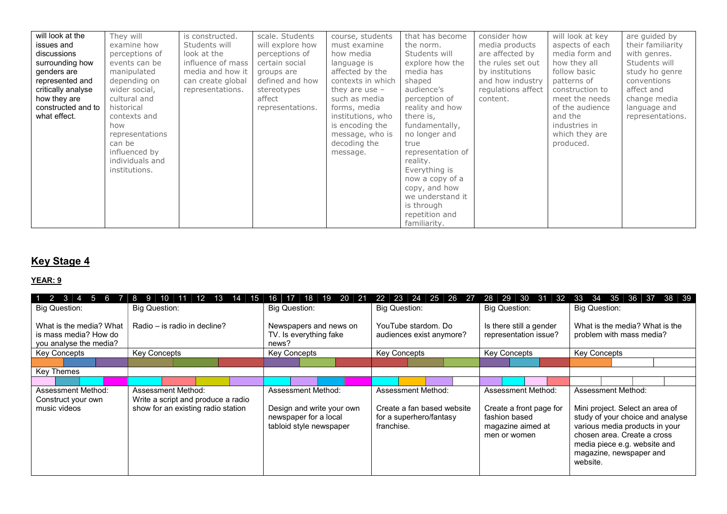| | | | | | | | | |
|---|---|---|---|---|---|---|---|---|
| will look at the issues and discussions surrounding how genders are represented and critically analyse how they are constructed and to what effect. | They will examine how perceptions of events can be manipulated depending on wider social, cultural and historical contexts and how representations can be influenced by individuals and institutions. | is constructed. Students will look at the influence of mass media and how it can create global representations. | scale. Students will explore how perceptions of certain social groups are defined and how stereotypes affect representations. | course, students must examine how media language is affected by the contexts in which they are use – such as media forms, media institutions, who is encoding the message, who is decoding the message. | that has become the norm. Students will explore how the media has shaped audience's perception of reality and how there is, fundamentally, no longer and true representation of reality. Everything is now a copy of a copy, and how we understand it is through repetition and familiarity. | consider how media products are affected by the rules set out by institutions and how industry regulations affect content. | will look at key aspects of each media form and how they all follow basic patterns of construction to meet the needs of the audience and the industries in which they are produced. | are guided by their familiarity with genres. Students will study ho genre conventions affect and change media language and representations. |

## Key Stage 4

### YEAR: 9

| 1 2 3 4 5 6 7 | 8 9 10 11 12 13 14 15 | 16 17 18 19 20 21 | 22 23 24 25 26 27 | 28 29 30 31 32 | 33 34 35 36 37 38 39 |
|---|---|---|---|---|---|
| Big Question:<br><br>What is the media? What is mass media? How do you analyse the media? | Big Question:<br><br>Radio – is radio in decline? | Big Question:<br><br>Newspapers and news on TV. Is everything fake news? | Big Question:<br><br>YouTube stardom. Do audiences exist anymore? | Big Question:<br><br>Is there still a gender representation issue? | Big Question:<br><br>What is the media? What is the problem with mass media? |
| Key Concepts | Key Concepts | Key Concepts | Key Concepts | Key Concepts | Key Concepts |
| | | | | | |
| Key Themes | | | | | |
| | | | | | |
| Assessment Method:<br>Construct your own music videos | Assessment Method:<br>Write a script and produce a radio show for an existing radio station | Assessment Method:<br><br>Design and write your own newspaper for a local tabloid style newspaper | Assessment Method:<br><br>Create a fan based website for a superhero/fantasy franchise. | Assessment Method:<br><br>Create a front page for fashion based magazine aimed at men or women | Assessment Method:<br><br>Mini project. Select an area of study of your choice and analyse various media products in your chosen area. Create a cross media piece e.g. website and magazine, newspaper and website. |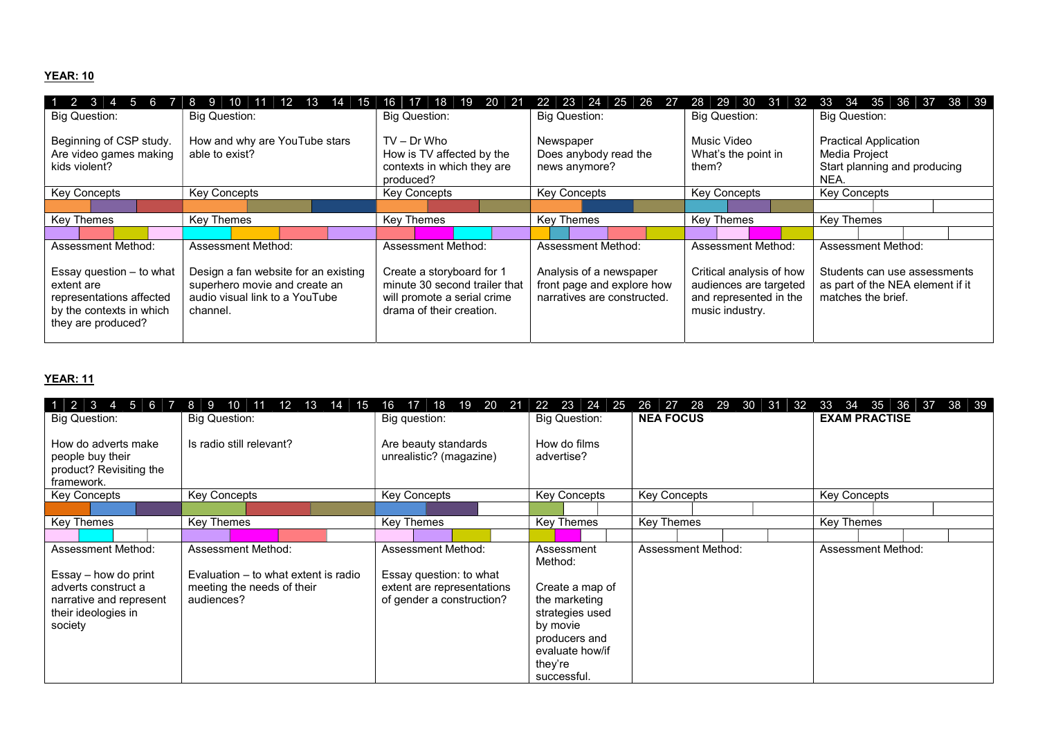**YEAR: 10**

| 1 2 3 4 5 6 7 | 8 9 10 11 12 13 14 15 | 16 17 18 19 20 21 | 22 23 24 25 26 27 | 28 29 30 31 32 | 33 34 35 36 37 38 39 |
|---|---|---|---|---|---|
| Big Question:<br><br>Beginning of CSP study.<br>Are video games making kids violent? | Big Question:<br><br>How and why are YouTube stars able to exist? | Big Question:<br><br>TV – Dr Who<br>How is TV affected by the contexts in which they are produced? | Big Question:<br><br>Newspaper<br>Does anybody read the news anymore? | Big Question:<br><br>Music Video<br>What's the point in them? | Big Question:<br><br>Practical Application<br>Media Project<br>Start planning and producing NEA. |
| Key Concepts | Key Concepts | Key Concepts | Key Concepts | Key Concepts | Key Concepts |
| | | | | | |
| Key Themes | Key Themes | Key Themes | Key Themes | Key Themes | Key Themes |
| | | | | | |
| Assessment Method:<br><br>Essay question – to what extent are representations affected by the contexts in which they are produced? | Assessment Method:<br><br>Design a fan website for an existing superhero movie and create an audio visual link to a YouTube channel. | Assessment Method:<br><br>Create a storyboard for 1 minute 30 second trailer that will promote a serial crime drama of their creation. | Assessment Method:<br><br>Analysis of a newspaper front page and explore how narratives are constructed. | Assessment Method:<br><br>Critical analysis of how audiences are targeted and represented in the music industry. | Assessment Method:<br><br>Students can use assessments as part of the NEA element if it matches the brief. |

**YEAR: 11**

| 1 2 3 4 5 6 7 | 8 9 10 11 12 13 14 15 | 16 17 18 19 20 21 | 22 23 24 25 | 26 27 28 29 30 31 32 | 33 34 35 36 37 38 39 |
|---|---|---|---|---|---|
| Big Question:<br><br>How do adverts make people buy their product? Revisiting the framework. | Big Question:<br><br>Is radio still relevant? | Big question:<br><br>Are beauty standards unrealistic? (magazine) | Big Question:<br><br>How do films advertise? | **NEA FOCUS** | **EXAM PRACTISE** |
| Key Concepts | Key Concepts | Key Concepts | Key Concepts | Key Concepts | Key Concepts |
| | | | | | |
| Key Themes | Key Themes | Key Themes | Key Themes | Key Themes | Key Themes |
| | | | | | |
| Assessment Method:<br><br>Essay – how do print adverts construct a narrative and represent their ideologies in society | Assessment Method:<br><br>Evaluation – to what extent is radio meeting the needs of their audiences? | Assessment Method:<br><br>Essay question: to what extent are representations of gender a construction? | Assessment Method:<br><br>Create a map of the marketing strategies used by movie producers and evaluate how/if they're successful. | Assessment Method: | Assessment Method: |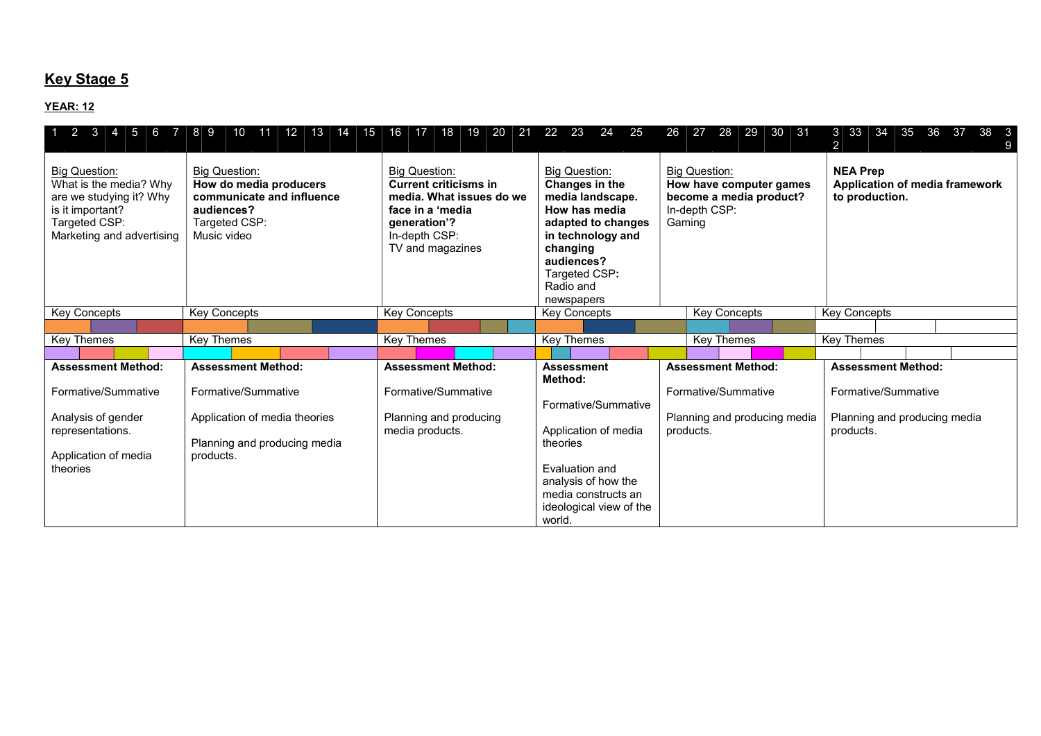## Key Stage 5

**YEAR: 12**

| 1 2 3 4 5 6 7 | 8 9 10 11 12 13 14 15 | 16 17 18 19 20 21 | 22 23 24 25 | 26 27 28 29 30 31 | 32 33 34 35 36 37 38 39 |
|---|---|---|---|---|---|
| Big Question: What is the media? Why are we studying it? Why is it important? Targeted CSP: Marketing and advertising | Big Question: **How do media producers communicate and influence audiences?** Targeted CSP: Music video | Big Question: **Current criticisms in media. What issues do we face in a 'media generation'?** In-depth CSP: TV and magazines | Big Question: **Changes in the media landscape. How has media adapted to changes in technology and changing audiences?** Targeted CSP**:** Radio and newspapers | Big Question: **How have computer games become a media product?** In-depth CSP: Gaming | **NEA Prep** **Application of media framework to production.** |
| Key Concepts | Key Concepts | Key Concepts | Key Concepts | Key Concepts | Key Concepts |
| Key Themes | Key Themes | Key Themes | Key Themes | Key Themes | Key Themes |
| **Assessment Method:** Formative/Summative Analysis of gender representations. Application of media theories | **Assessment Method:** Formative/Summative Application of media theories Planning and producing media products. | **Assessment Method:** Formative/Summative Planning and producing media products. | **Assessment Method:** Formative/Summative Application of media theories Evaluation and analysis of how the media constructs an ideological view of the world. | **Assessment Method:** Formative/Summative Planning and producing media products. | **Assessment Method:** Formative/Summative Planning and producing media products. |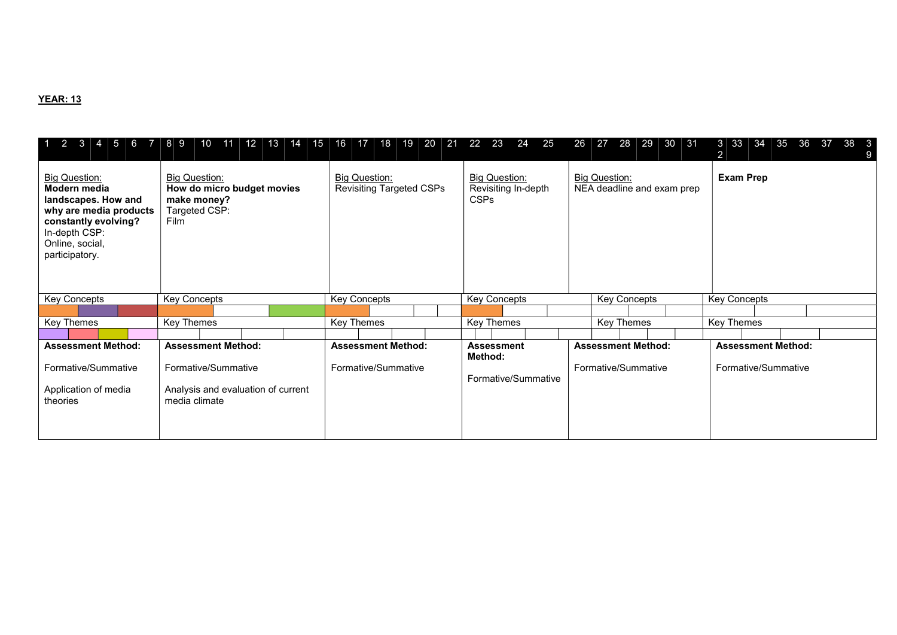**YEAR: 13**

| 1 2 3 4 5 6 7 | 8 9 10 11 12 13 14 15 | 16 17 18 19 20 21 | 22 23 24 25 | 26 27 28 29 30 31 | 32 33 34 35 36 37 38 39 |
|---|---|---|---|---|---|
| Big Question: **Modern media landscapes. How and why are media products constantly evolving?** In-depth CSP: Online, social, participatory. | Big Question: **How do micro budget movies make money?** Targeted CSP: Film | Big Question: Revisiting Targeted CSPs | Big Question: Revisiting In-depth CSPs | Big Question: NEA deadline and exam prep | **Exam Prep** |
| Key Concepts | Key Concepts | Key Concepts | Key Concepts | Key Concepts | Key Concepts |
| Key Themes | Key Themes | Key Themes | Key Themes | Key Themes | Key Themes |
| **Assessment Method:** Formative/Summative Application of media theories | **Assessment Method:** Formative/Summative Analysis and evaluation of current media climate | **Assessment Method:** Formative/Summative | **Assessment Method:** Formative/Summative | **Assessment Method:** Formative/Summative | **Assessment Method:** Formative/Summative |